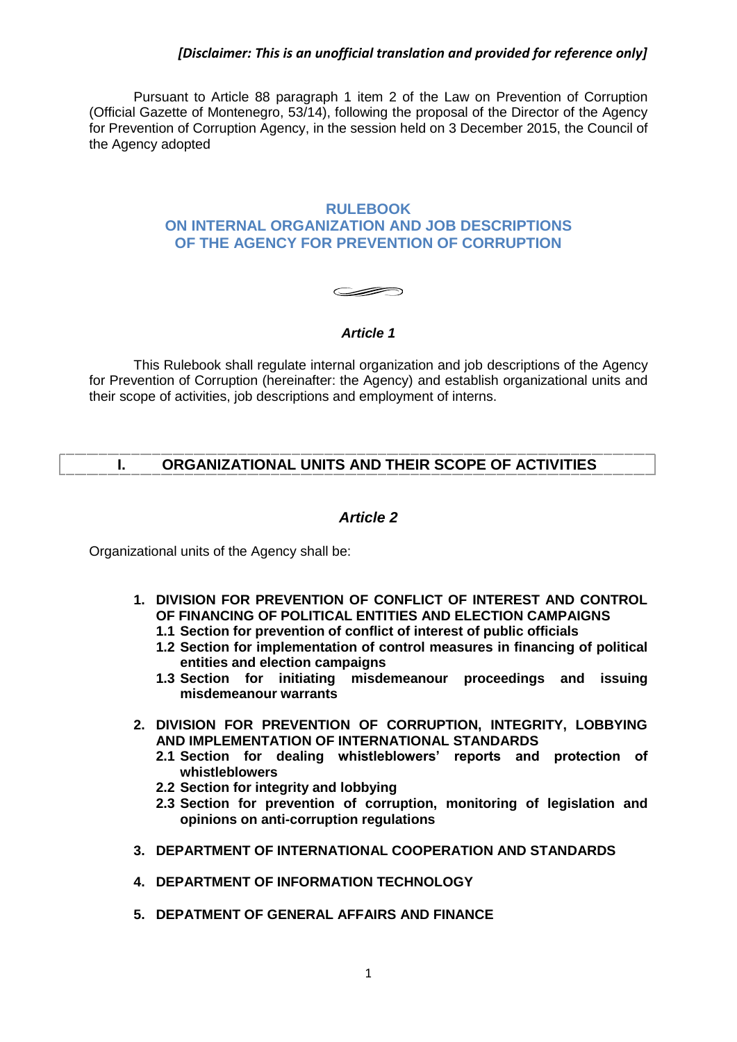*[Disclaimer: This is an unofficial translation and provided for reference only]*

Pursuant to Article 88 paragraph 1 item 2 of the Law on Prevention of Corruption (Official Gazette of Montenegro, 53/14), following the proposal of the Director of the Agency for Prevention of Corruption Agency, in the session held on 3 December 2015, the Council of the Agency adopted

# RULEBOOK
# ON INTERNAL ORGANIZATION AND JOB DESCRIPTIONS OF THE AGENCY FOR PREVENTION OF CORRUPTION

### *Article 1*

This Rulebook shall regulate internal organization and job descriptions of the Agency for Prevention of Corruption (hereinafter: the Agency) and establish organizational units and their scope of activities, job descriptions and employment of interns.

## I. ORGANIZATIONAL UNITS AND THEIR SCOPE OF ACTIVITIES

### *Article 2*

Organizational units of the Agency shall be:

1. **DIVISION FOR PREVENTION OF CONFLICT OF INTEREST AND CONTROL OF FINANCING OF POLITICAL ENTITIES AND ELECTION CAMPAIGNS**
   - **1.1 Section for prevention of conflict of interest of public officials**
   - **1.2 Section for implementation of control measures in financing of political entities and election campaigns**
   - **1.3 Section for initiating misdemeanour proceedings and issuing misdemeanour warrants**
2. **DIVISION FOR PREVENTION OF CORRUPTION, INTEGRITY, LOBBYING AND IMPLEMENTATION OF INTERNATIONAL STANDARDS**
   - **2.1 Section for dealing whistleblowers' reports and protection of whistleblowers**
   - **2.2 Section for integrity and lobbying**
   - **2.3 Section for prevention of corruption, monitoring of legislation and opinions on anti-corruption regulations**
3. **DEPARTMENT OF INTERNATIONAL COOPERATION AND STANDARDS**
4. **DEPARTMENT OF INFORMATION TECHNOLOGY**
5. **DEPATMENT OF GENERAL AFFAIRS AND FINANCE**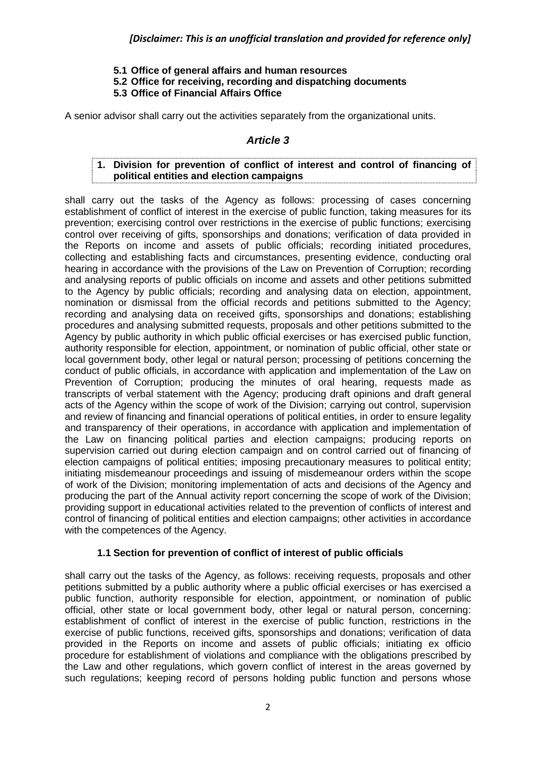*[Disclaimer: This is an unofficial translation and provided for reference only]*

**5.1 Office of general affairs and human resources**

**5.2 Office for receiving, recording and dispatching documents**

**5.3 Office of Financial Affairs Office**

A senior advisor shall carry out the activities separately from the organizational units.

## *Article 3*

**1. Division for prevention of conflict of interest and control of financing of political entities and election campaigns**

shall carry out the tasks of the Agency as follows: processing of cases concerning establishment of conflict of interest in the exercise of public function, taking measures for its prevention; exercising control over restrictions in the exercise of public functions; exercising control over receiving of gifts, sponsorships and donations; verification of data provided in the Reports on income and assets of public officials; recording initiated procedures, collecting and establishing facts and circumstances, presenting evidence, conducting oral hearing in accordance with the provisions of the Law on Prevention of Corruption; recording and analysing reports of public officials on income and assets and other petitions submitted to the Agency by public officials; recording and analysing data on election, appointment, nomination or dismissal from the official records and petitions submitted to the Agency; recording and analysing data on received gifts, sponsorships and donations; establishing procedures and analysing submitted requests, proposals and other petitions submitted to the Agency by public authority in which public official exercises or has exercised public function, authority responsible for election, appointment, or nomination of public official, other state or local government body, other legal or natural person; processing of petitions concerning the conduct of public officials, in accordance with application and implementation of the Law on Prevention of Corruption; producing the minutes of oral hearing, requests made as transcripts of verbal statement with the Agency; producing draft opinions and draft general acts of the Agency within the scope of work of the Division; carrying out control, supervision and review of financing and financial operations of political entities, in order to ensure legality and transparency of their operations, in accordance with application and implementation of the Law on financing political parties and election campaigns; producing reports on supervision carried out during election campaign and on control carried out of financing of election campaigns of political entities; imposing precautionary measures to political entity; initiating misdemeanour proceedings and issuing of misdemeanour orders within the scope of work of the Division; monitoring implementation of acts and decisions of the Agency and producing the part of the Annual activity report concerning the scope of work of the Division; providing support in educational activities related to the prevention of conflicts of interest and control of financing of political entities and election campaigns; other activities in accordance with the competences of the Agency.

**1.1 Section for prevention of conflict of interest of public officials**

shall carry out the tasks of the Agency, as follows: receiving requests, proposals and other petitions submitted by a public authority where a public official exercises or has exercised a public function, authority responsible for election, appointment, or nomination of public official, other state or local government body, other legal or natural person, concerning: establishment of conflict of interest in the exercise of public function, restrictions in the exercise of public functions, received gifts, sponsorships and donations; verification of data provided in the Reports on income and assets of public officials; initiating ex officio procedure for establishment of violations and compliance with the obligations prescribed by the Law and other regulations, which govern conflict of interest in the areas governed by such regulations; keeping record of persons holding public function and persons whose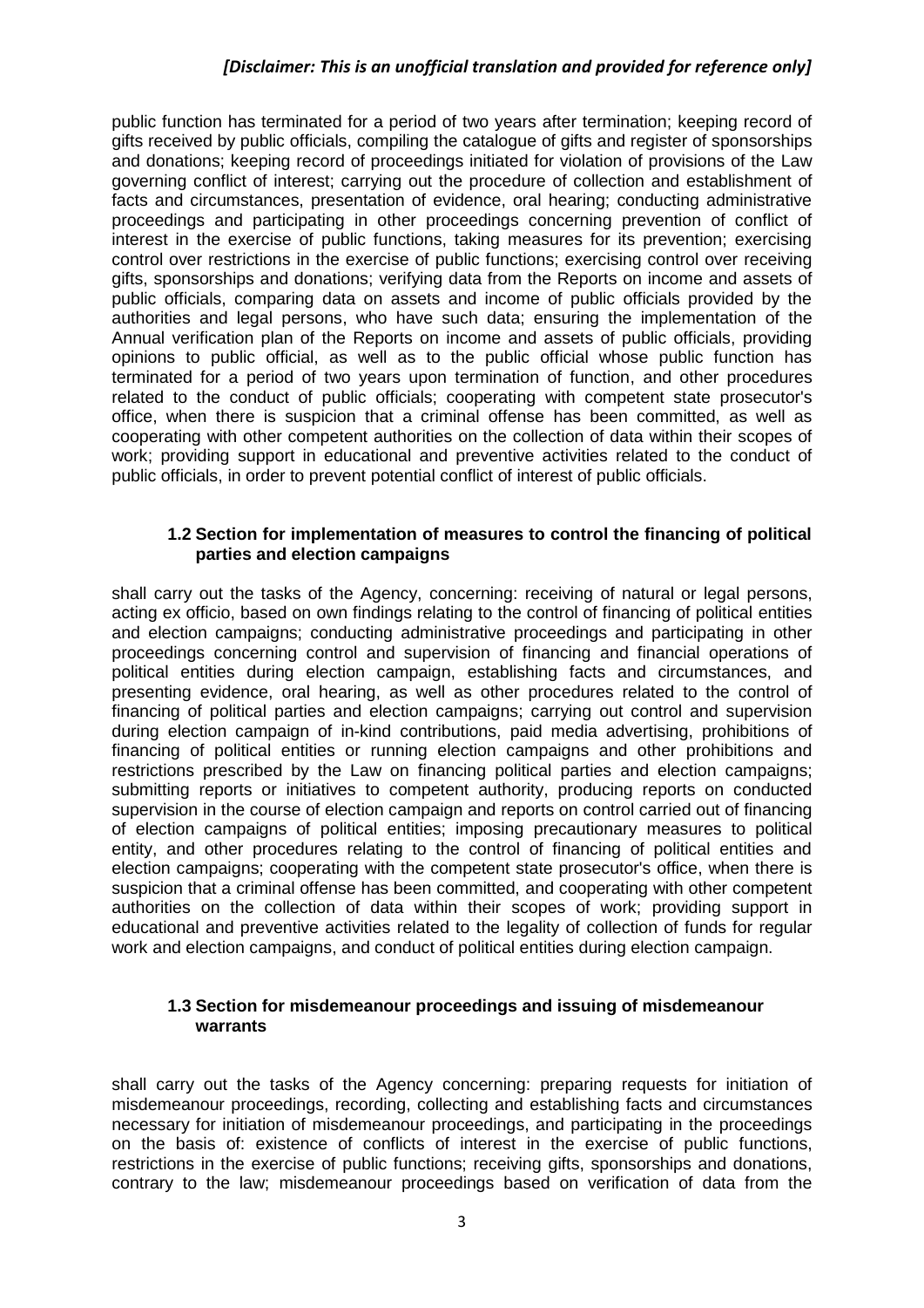public function has terminated for a period of two years after termination; keeping record of gifts received by public officials, compiling the catalogue of gifts and register of sponsorships and donations; keeping record of proceedings initiated for violation of provisions of the Law governing conflict of interest; carrying out the procedure of collection and establishment of facts and circumstances, presentation of evidence, oral hearing; conducting administrative proceedings and participating in other proceedings concerning prevention of conflict of interest in the exercise of public functions, taking measures for its prevention; exercising control over restrictions in the exercise of public functions; exercising control over receiving gifts, sponsorships and donations; verifying data from the Reports on income and assets of public officials, comparing data on assets and income of public officials provided by the authorities and legal persons, who have such data; ensuring the implementation of the Annual verification plan of the Reports on income and assets of public officials, providing opinions to public official, as well as to the public official whose public function has terminated for a period of two years upon termination of function, and other procedures related to the conduct of public officials; cooperating with competent state prosecutor's office, when there is suspicion that a criminal offense has been committed, as well as cooperating with other competent authorities on the collection of data within their scopes of work; providing support in educational and preventive activities related to the conduct of public officials, in order to prevent potential conflict of interest of public officials.

### 1.2 Section for implementation of measures to control the financing of political parties and election campaigns

shall carry out the tasks of the Agency, concerning: receiving of natural or legal persons, acting ex officio, based on own findings relating to the control of financing of political entities and election campaigns; conducting administrative proceedings and participating in other proceedings concerning control and supervision of financing and financial operations of political entities during election campaign, establishing facts and circumstances, and presenting evidence, oral hearing, as well as other procedures related to the control of financing of political parties and election campaigns; carrying out control and supervision during election campaign of in-kind contributions, paid media advertising, prohibitions of financing of political entities or running election campaigns and other prohibitions and restrictions prescribed by the Law on financing political parties and election campaigns; submitting reports or initiatives to competent authority, producing reports on conducted supervision in the course of election campaign and reports on control carried out of financing of election campaigns of political entities; imposing precautionary measures to political entity, and other procedures relating to the control of financing of political entities and election campaigns; cooperating with the competent state prosecutor's office, when there is suspicion that a criminal offense has been committed, and cooperating with other competent authorities on the collection of data within their scopes of work; providing support in educational and preventive activities related to the legality of collection of funds for regular work and election campaigns, and conduct of political entities during election campaign.

### 1.3 Section for misdemeanour proceedings and issuing of misdemeanour warrants

shall carry out the tasks of the Agency concerning: preparing requests for initiation of misdemeanour proceedings, recording, collecting and establishing facts and circumstances necessary for initiation of misdemeanour proceedings, and participating in the proceedings on the basis of: existence of conflicts of interest in the exercise of public functions, restrictions in the exercise of public functions; receiving gifts, sponsorships and donations, contrary to the law; misdemeanour proceedings based on verification of data from the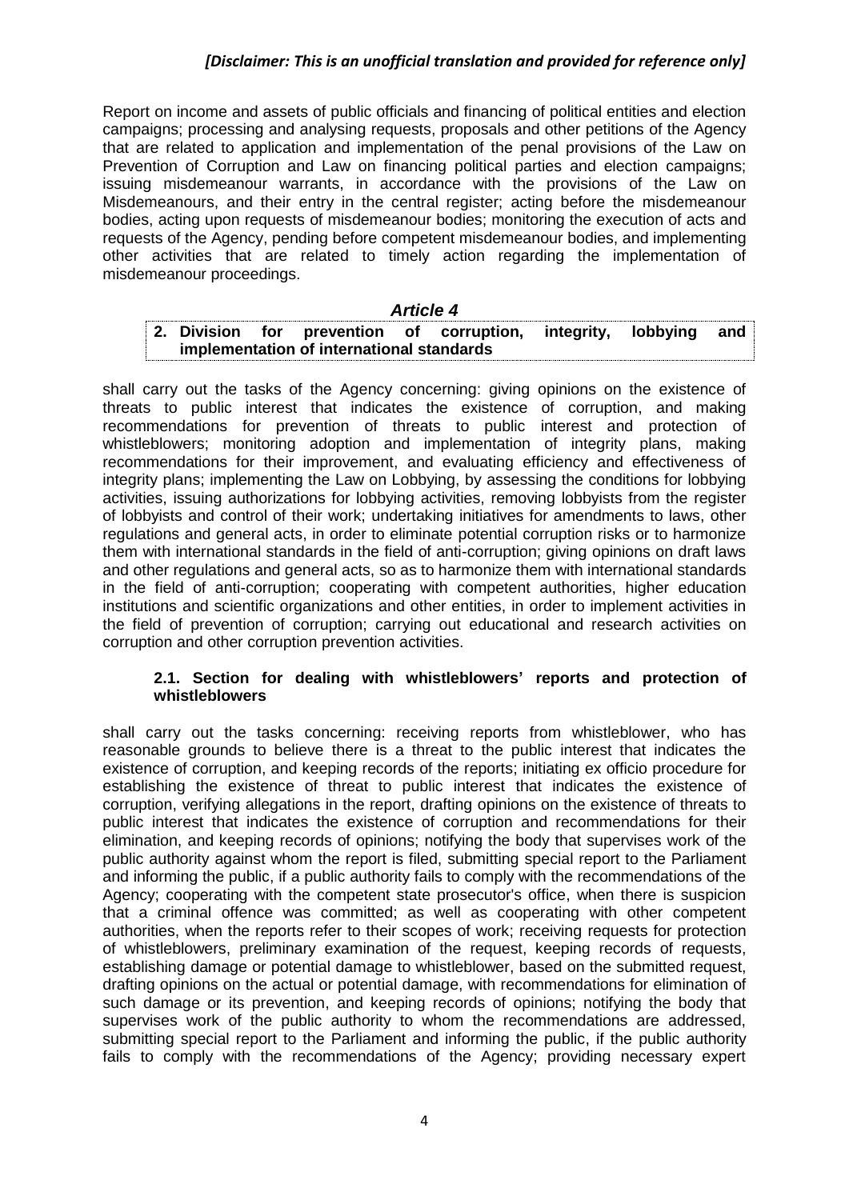*[Disclaimer: This is an unofficial translation and provided for reference only]*

Report on income and assets of public officials and financing of political entities and election campaigns; processing and analysing requests, proposals and other petitions of the Agency that are related to application and implementation of the penal provisions of the Law on Prevention of Corruption and Law on financing political parties and election campaigns; issuing misdemeanour warrants, in accordance with the provisions of the Law on Misdemeanours, and their entry in the central register; acting before the misdemeanour bodies, acting upon requests of misdemeanour bodies; monitoring the execution of acts and requests of the Agency, pending before competent misdemeanour bodies, and implementing other activities that are related to timely action regarding the implementation of misdemeanour proceedings.

### *Article 4*

**2. Division for prevention of corruption, integrity, lobbying and implementation of international standards**

shall carry out the tasks of the Agency concerning: giving opinions on the existence of threats to public interest that indicates the existence of corruption, and making recommendations for prevention of threats to public interest and protection of whistleblowers; monitoring adoption and implementation of integrity plans, making recommendations for their improvement, and evaluating efficiency and effectiveness of integrity plans; implementing the Law on Lobbying, by assessing the conditions for lobbying activities, issuing authorizations for lobbying activities, removing lobbyists from the register of lobbyists and control of their work; undertaking initiatives for amendments to laws, other regulations and general acts, in order to eliminate potential corruption risks or to harmonize them with international standards in the field of anti-corruption; giving opinions on draft laws and other regulations and general acts, so as to harmonize them with international standards in the field of anti-corruption; cooperating with competent authorities, higher education institutions and scientific organizations and other entities, in order to implement activities in the field of prevention of corruption; carrying out educational and research activities on corruption and other corruption prevention activities.

**2.1. Section for dealing with whistleblowers' reports and protection of whistleblowers**

shall carry out the tasks concerning: receiving reports from whistleblower, who has reasonable grounds to believe there is a threat to the public interest that indicates the existence of corruption, and keeping records of the reports; initiating ex officio procedure for establishing the existence of threat to public interest that indicates the existence of corruption, verifying allegations in the report, drafting opinions on the existence of threats to public interest that indicates the existence of corruption and recommendations for their elimination, and keeping records of opinions; notifying the body that supervises work of the public authority against whom the report is filed, submitting special report to the Parliament and informing the public, if a public authority fails to comply with the recommendations of the Agency; cooperating with the competent state prosecutor's office, when there is suspicion that a criminal offence was committed; as well as cooperating with other competent authorities, when the reports refer to their scopes of work; receiving requests for protection of whistleblowers, preliminary examination of the request, keeping records of requests, establishing damage or potential damage to whistleblower, based on the submitted request, drafting opinions on the actual or potential damage, with recommendations for elimination of such damage or its prevention, and keeping records of opinions; notifying the body that supervises work of the public authority to whom the recommendations are addressed, submitting special report to the Parliament and informing the public, if the public authority fails to comply with the recommendations of the Agency; providing necessary expert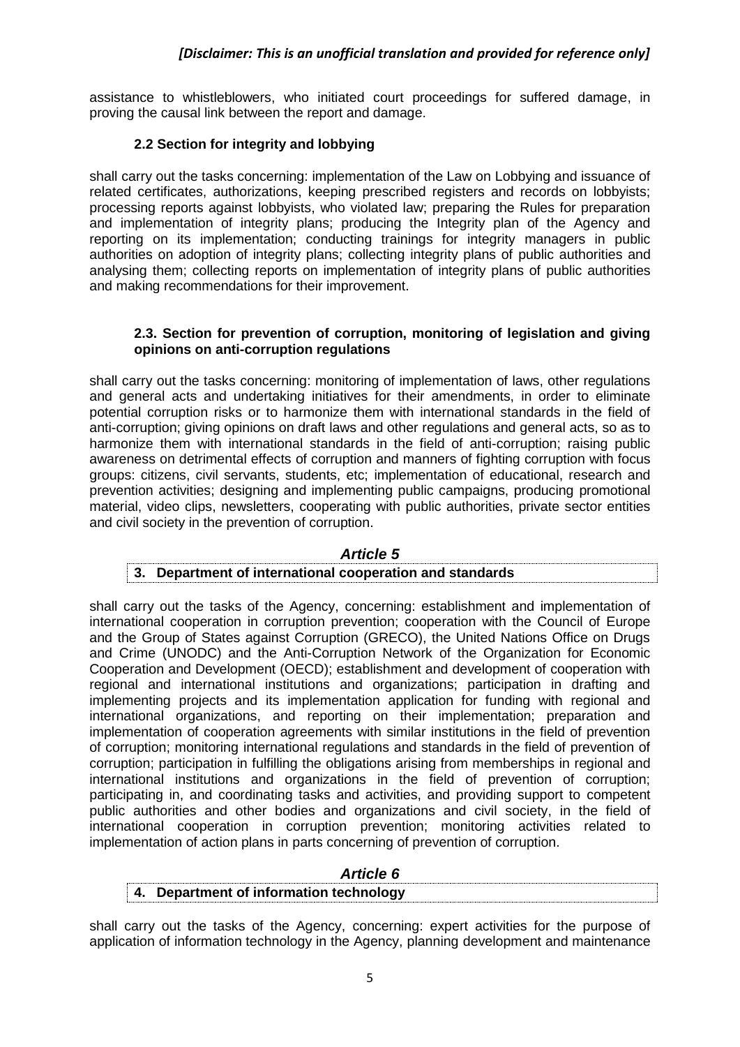assistance to whistleblowers, who initiated court proceedings for suffered damage, in proving the causal link between the report and damage.

### 2.2 Section for integrity and lobbying

shall carry out the tasks concerning: implementation of the Law on Lobbying and issuance of related certificates, authorizations, keeping prescribed registers and records on lobbyists; processing reports against lobbyists, who violated law; preparing the Rules for preparation and implementation of integrity plans; producing the Integrity plan of the Agency and reporting on its implementation; conducting trainings for integrity managers in public authorities on adoption of integrity plans; collecting integrity plans of public authorities and analysing them; collecting reports on implementation of integrity plans of public authorities and making recommendations for their improvement.

### 2.3. Section for prevention of corruption, monitoring of legislation and giving opinions on anti-corruption regulations

shall carry out the tasks concerning: monitoring of implementation of laws, other regulations and general acts and undertaking initiatives for their amendments, in order to eliminate potential corruption risks or to harmonize them with international standards in the field of anti-corruption; giving opinions on draft laws and other regulations and general acts, so as to harmonize them with international standards in the field of anti-corruption; raising public awareness on detrimental effects of corruption and manners of fighting corruption with focus groups: citizens, civil servants, students, etc; implementation of educational, research and prevention activities; designing and implementing public campaigns, producing promotional material, video clips, newsletters, cooperating with public authorities, private sector entities and civil society in the prevention of corruption.

## *Article 5*

### 3. Department of international cooperation and standards

shall carry out the tasks of the Agency, concerning: establishment and implementation of international cooperation in corruption prevention; cooperation with the Council of Europe and the Group of States against Corruption (GRECO), the United Nations Office on Drugs and Crime (UNODC) and the Anti-Corruption Network of the Organization for Economic Cooperation and Development (OECD); establishment and development of cooperation with regional and international institutions and organizations; participation in drafting and implementing projects and its implementation application for funding with regional and international organizations, and reporting on their implementation; preparation and implementation of cooperation agreements with similar institutions in the field of prevention of corruption; monitoring international regulations and standards in the field of prevention of corruption; participation in fulfilling the obligations arising from memberships in regional and international institutions and organizations in the field of prevention of corruption; participating in, and coordinating tasks and activities, and providing support to competent public authorities and other bodies and organizations and civil society, in the field of international cooperation in corruption prevention; monitoring activities related to implementation of action plans in parts concerning of prevention of corruption.

## *Article 6*

### 4. Department of information technology

shall carry out the tasks of the Agency, concerning: expert activities for the purpose of application of information technology in the Agency, planning development and maintenance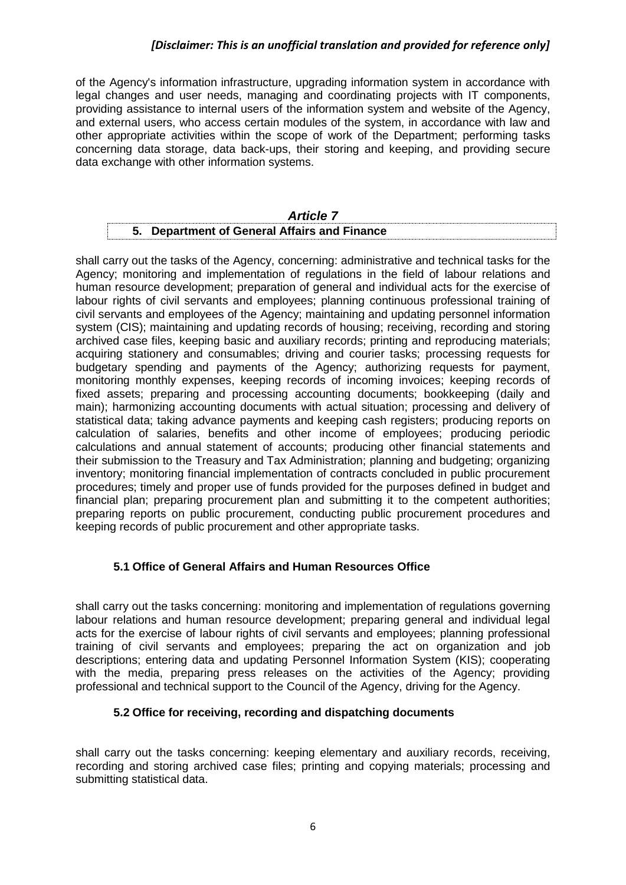of the Agency's information infrastructure, upgrading information system in accordance with legal changes and user needs, managing and coordinating projects with IT components, providing assistance to internal users of the information system and website of the Agency, and external users, who access certain modules of the system, in accordance with law and other appropriate activities within the scope of work of the Department; performing tasks concerning data storage, data back-ups, their storing and keeping, and providing secure data exchange with other information systems.

### *Article 7*

### 5. Department of General Affairs and Finance

shall carry out the tasks of the Agency, concerning: administrative and technical tasks for the Agency; monitoring and implementation of regulations in the field of labour relations and human resource development; preparation of general and individual acts for the exercise of labour rights of civil servants and employees; planning continuous professional training of civil servants and employees of the Agency; maintaining and updating personnel information system (CIS); maintaining and updating records of housing; receiving, recording and storing archived case files, keeping basic and auxiliary records; printing and reproducing materials; acquiring stationery and consumables; driving and courier tasks; processing requests for budgetary spending and payments of the Agency; authorizing requests for payment, monitoring monthly expenses, keeping records of incoming invoices; keeping records of fixed assets; preparing and processing accounting documents; bookkeeping (daily and main); harmonizing accounting documents with actual situation; processing and delivery of statistical data; taking advance payments and keeping cash registers; producing reports on calculation of salaries, benefits and other income of employees; producing periodic calculations and annual statement of accounts; producing other financial statements and their submission to the Treasury and Tax Administration; planning and budgeting; organizing inventory; monitoring financial implementation of contracts concluded in public procurement procedures; timely and proper use of funds provided for the purposes defined in budget and financial plan; preparing procurement plan and submitting it to the competent authorities; preparing reports on public procurement, conducting public procurement procedures and keeping records of public procurement and other appropriate tasks.

#### 5.1 Office of General Affairs and Human Resources Office

shall carry out the tasks concerning: monitoring and implementation of regulations governing labour relations and human resource development; preparing general and individual legal acts for the exercise of labour rights of civil servants and employees; planning professional training of civil servants and employees; preparing the act on organization and job descriptions; entering data and updating Personnel Information System (KIS); cooperating with the media, preparing press releases on the activities of the Agency; providing professional and technical support to the Council of the Agency, driving for the Agency.

#### 5.2 Office for receiving, recording and dispatching documents

shall carry out the tasks concerning: keeping elementary and auxiliary records, receiving, recording and storing archived case files; printing and copying materials; processing and submitting statistical data.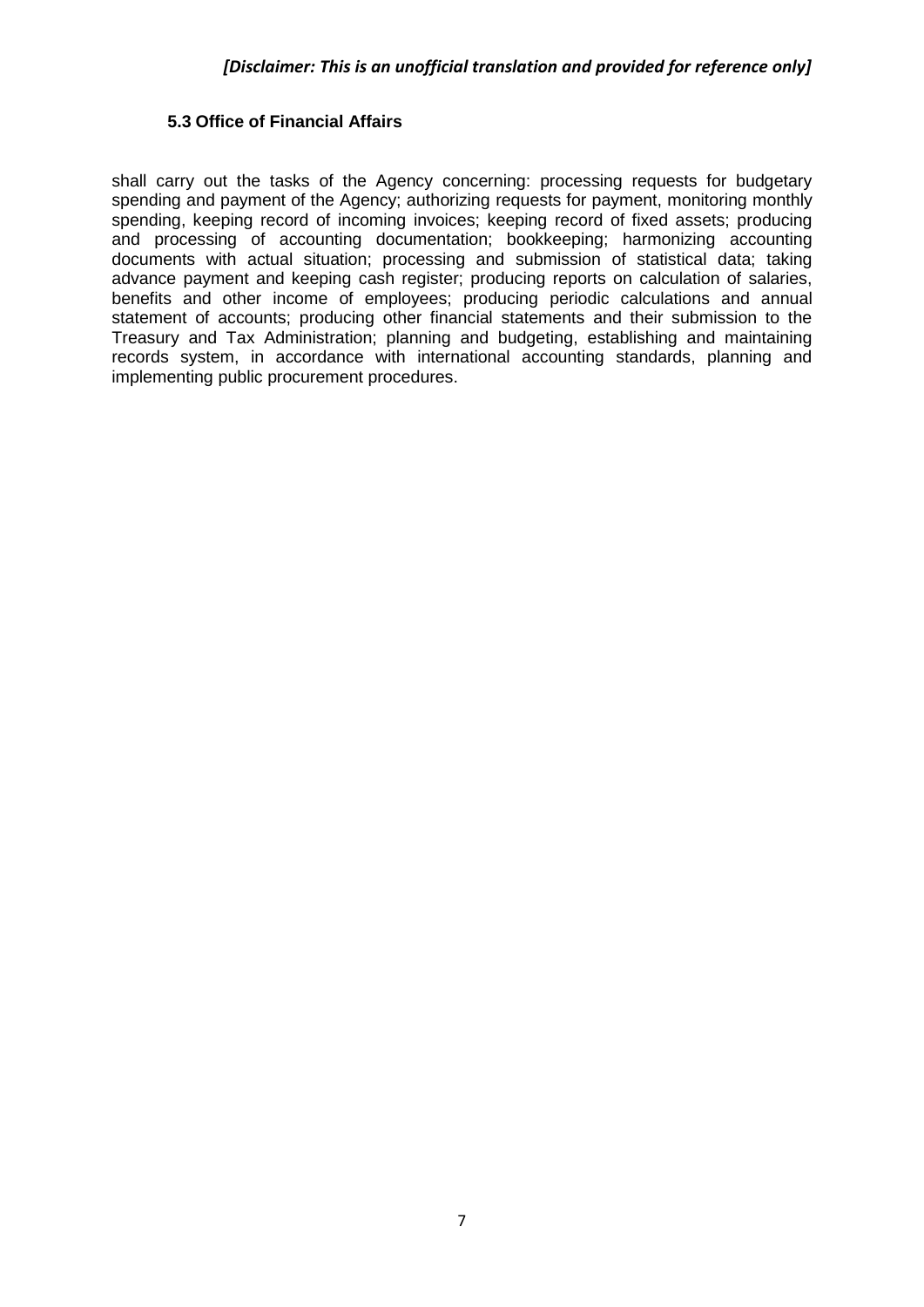*[Disclaimer: This is an unofficial translation and provided for reference only]*

### 5.3 Office of Financial Affairs

shall carry out the tasks of the Agency concerning: processing requests for budgetary spending and payment of the Agency; authorizing requests for payment, monitoring monthly spending, keeping record of incoming invoices; keeping record of fixed assets; producing and processing of accounting documentation; bookkeeping; harmonizing accounting documents with actual situation; processing and submission of statistical data; taking advance payment and keeping cash register; producing reports on calculation of salaries, benefits and other income of employees; producing periodic calculations and annual statement of accounts; producing other financial statements and their submission to the Treasury and Tax Administration; planning and budgeting, establishing and maintaining records system, in accordance with international accounting standards, planning and implementing public procurement procedures.